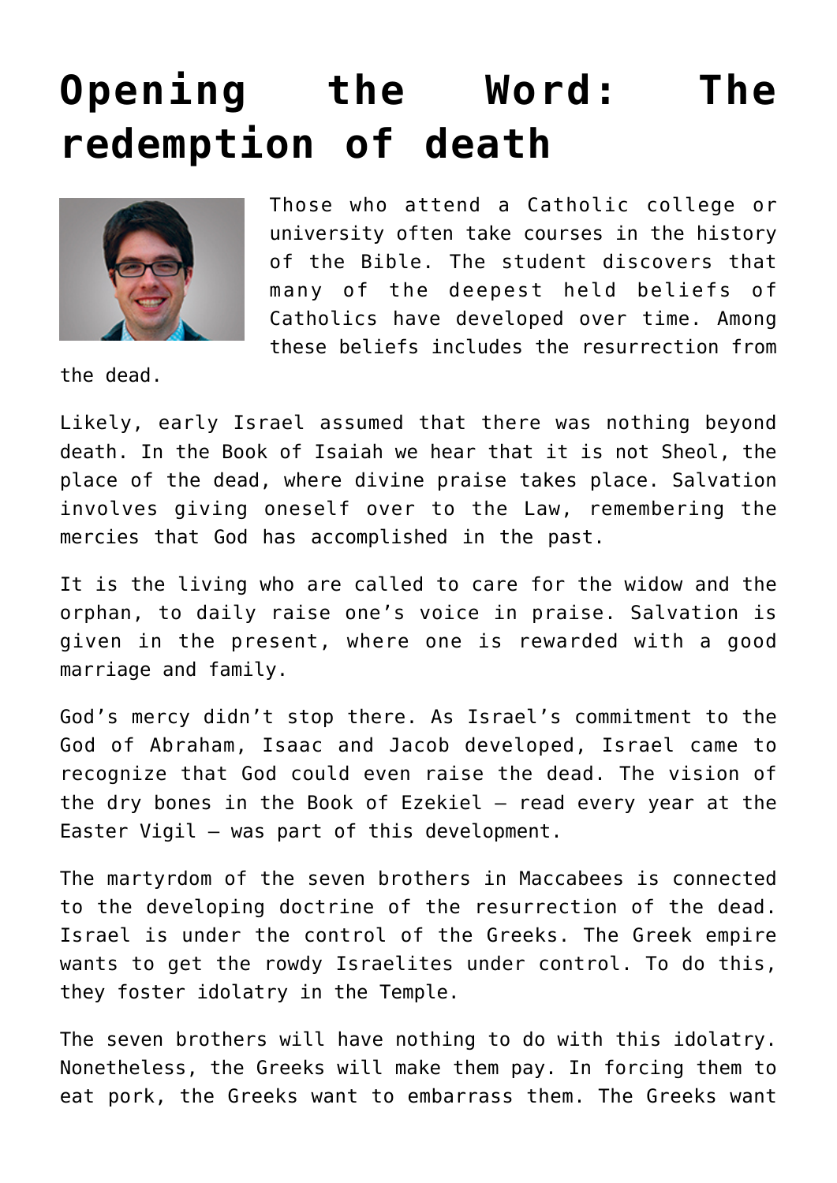# Opening the Word: The redemption of death

Those who attend a Catholic college or university often take courses in the history of the Bible. The student discovers that many of the deepest held beliefs of Catholics have developed over time. Among these beliefs includes the resurrection from the dead.

Likely, early Israel assumed that there was nothing beyond death. In the Book of Isaiah we hear that it is not Sheol, the place of the dead, where divine praise takes place. Salvation involves giving oneself over to the Law, remembering the mercies that God has accomplished in the past.

It is the living who are called to care for the widow and the orphan, to daily raise one's voice in praise. Salvation is given in the present, where one is rewarded with a good marriage and family.

God's mercy didn't stop there. As Israel's commitment to the God of Abraham, Isaac and Jacob developed, Israel came to recognize that God could even raise the dead. The vision of the dry bones in the Book of Ezekiel — read every year at the Easter Vigil — was part of this development.

The martyrdom of the seven brothers in Maccabees is connected to the developing doctrine of the resurrection of the dead. Israel is under the control of the Greeks. The Greek empire wants to get the rowdy Israelites under control. To do this, they foster idolatry in the Temple.

The seven brothers will have nothing to do with this idolatry. Nonetheless, the Greeks will make them pay. In forcing them to eat pork, the Greeks want to embarrass them. The Greeks want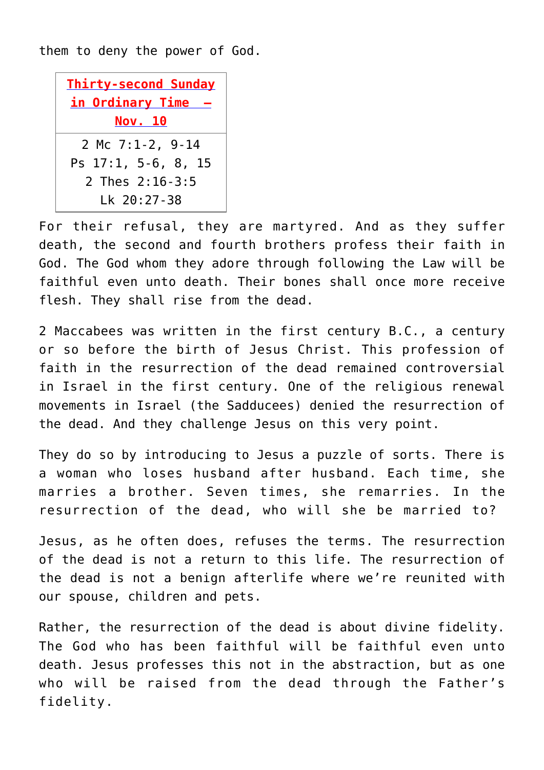them to deny the power of God.

| **Thirty-second Sunday in Ordinary Time – Nov. 10** |
| --- |
| 2 Mc 7:1-2, 9-14<br>Ps 17:1, 5-6, 8, 15<br>2 Thes 2:16-3:5<br>Lk 20:27-38 |

For their refusal, they are martyred. And as they suffer death, the second and fourth brothers profess their faith in God. The God whom they adore through following the Law will be faithful even unto death. Their bones shall once more receive flesh. They shall rise from the dead.

2 Maccabees was written in the first century B.C., a century or so before the birth of Jesus Christ. This profession of faith in the resurrection of the dead remained controversial in Israel in the first century. One of the religious renewal movements in Israel (the Sadducees) denied the resurrection of the dead. And they challenge Jesus on this very point.

They do so by introducing to Jesus a puzzle of sorts. There is a woman who loses husband after husband. Each time, she marries a brother. Seven times, she remarries. In the resurrection of the dead, who will she be married to?

Jesus, as he often does, refuses the terms. The resurrection of the dead is not a return to this life. The resurrection of the dead is not a benign afterlife where we're reunited with our spouse, children and pets.

Rather, the resurrection of the dead is about divine fidelity. The God who has been faithful will be faithful even unto death. Jesus professes this not in the abstraction, but as one who will be raised from the dead through the Father's fidelity.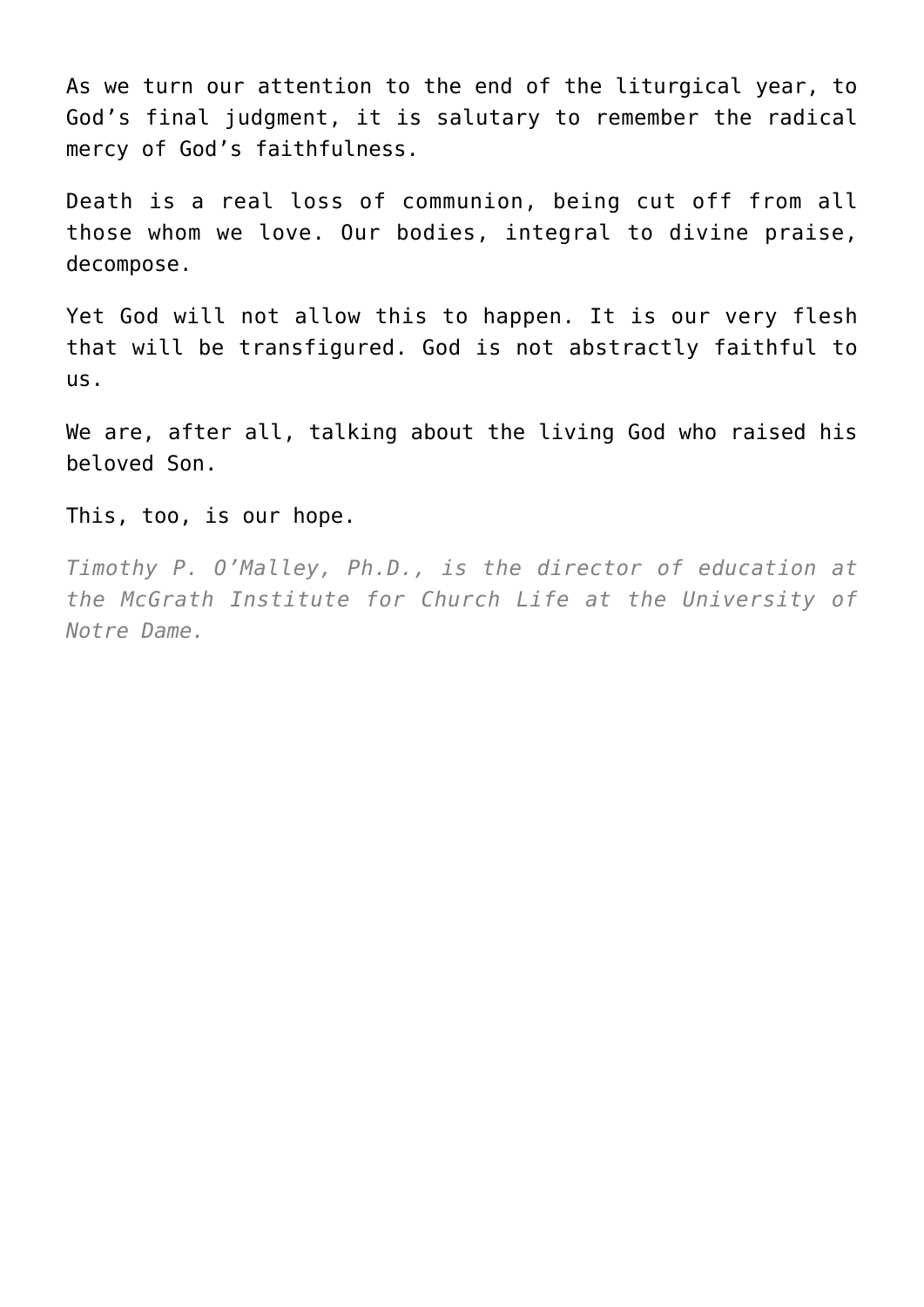As we turn our attention to the end of the liturgical year, to God's final judgment, it is salutary to remember the radical mercy of God's faithfulness.

Death is a real loss of communion, being cut off from all those whom we love. Our bodies, integral to divine praise, decompose.

Yet God will not allow this to happen. It is our very flesh that will be transfigured. God is not abstractly faithful to us.

We are, after all, talking about the living God who raised his beloved Son.

This, too, is our hope.

*Timothy P. O'Malley, Ph.D., is the director of education at the McGrath Institute for Church Life at the University of Notre Dame.*